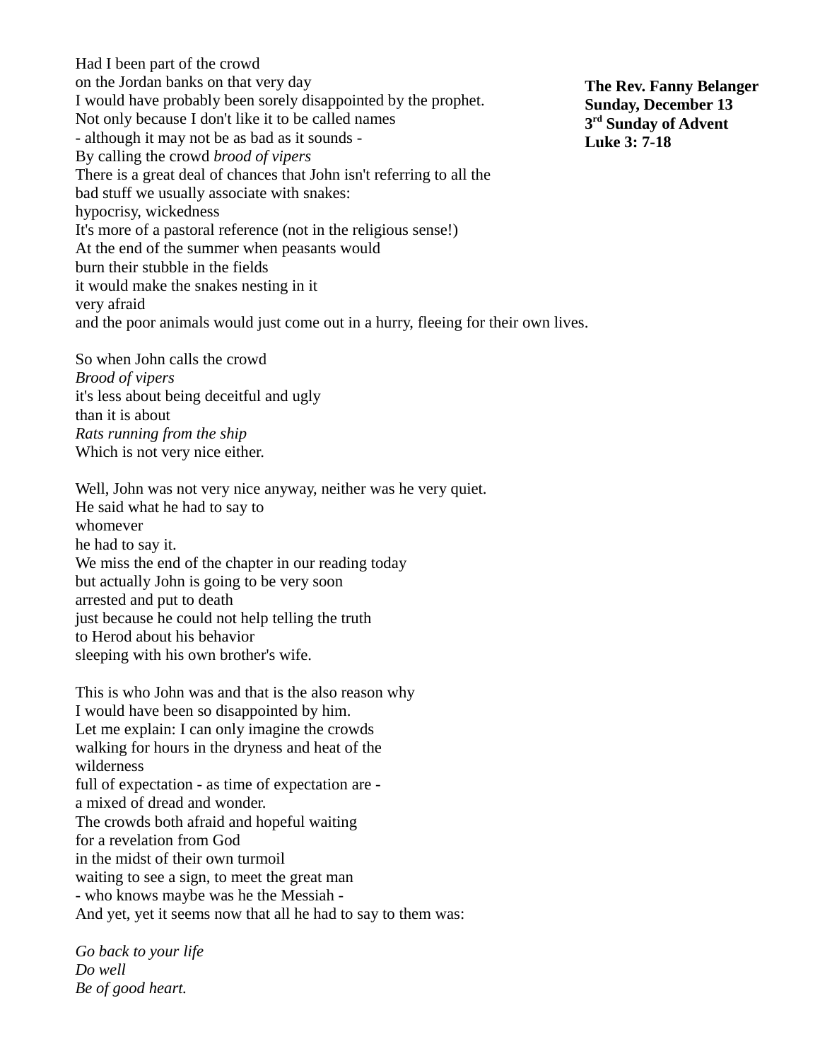**The Rev. Fanny Belanger**
**Sunday, December 13**
**3rd Sunday of Advent**
**Luke 3: 7-18**

Had I been part of the crowd
on the Jordan banks on that very day
I would have probably been sorely disappointed by the prophet.
Not only because I don't like it to be called names
- although it may not be as bad as it sounds -
By calling the crowd *brood of vipers*
There is a great deal of chances that John isn't referring to all the
bad stuff we usually associate with snakes:
hypocrisy, wickedness
It's more of a pastoral reference (not in the religious sense!)
At the end of the summer when peasants would
burn their stubble in the fields
it would make the snakes nesting in it
very afraid
and the poor animals would just come out in a hurry, fleeing for their own lives.

So when John calls the crowd
*Brood of vipers*
it's less about being deceitful and ugly
than it is about
*Rats running from the ship*
Which is not very nice either.

Well, John was not very nice anyway, neither was he very quiet.
He said what he had to say to
whomever
he had to say it.
We miss the end of the chapter in our reading today
but actually John is going to be very soon
arrested and put to death
just because he could not help telling the truth
to Herod about his behavior
sleeping with his own brother's wife.

This is who John was and that is the also reason why
I would have been so disappointed by him.
Let me explain: I can only imagine the crowds
walking for hours in the dryness and heat of the
wilderness
full of expectation - as time of expectation are -
a mixed of dread and wonder.
The crowds both afraid and hopeful waiting
for a revelation from God
in the midst of their own turmoil
waiting to see a sign, to meet the great man
- who knows maybe was he the Messiah -
And yet, yet it seems now that all he had to say to them was:

*Go back to your life*
*Do well*
*Be of good heart.*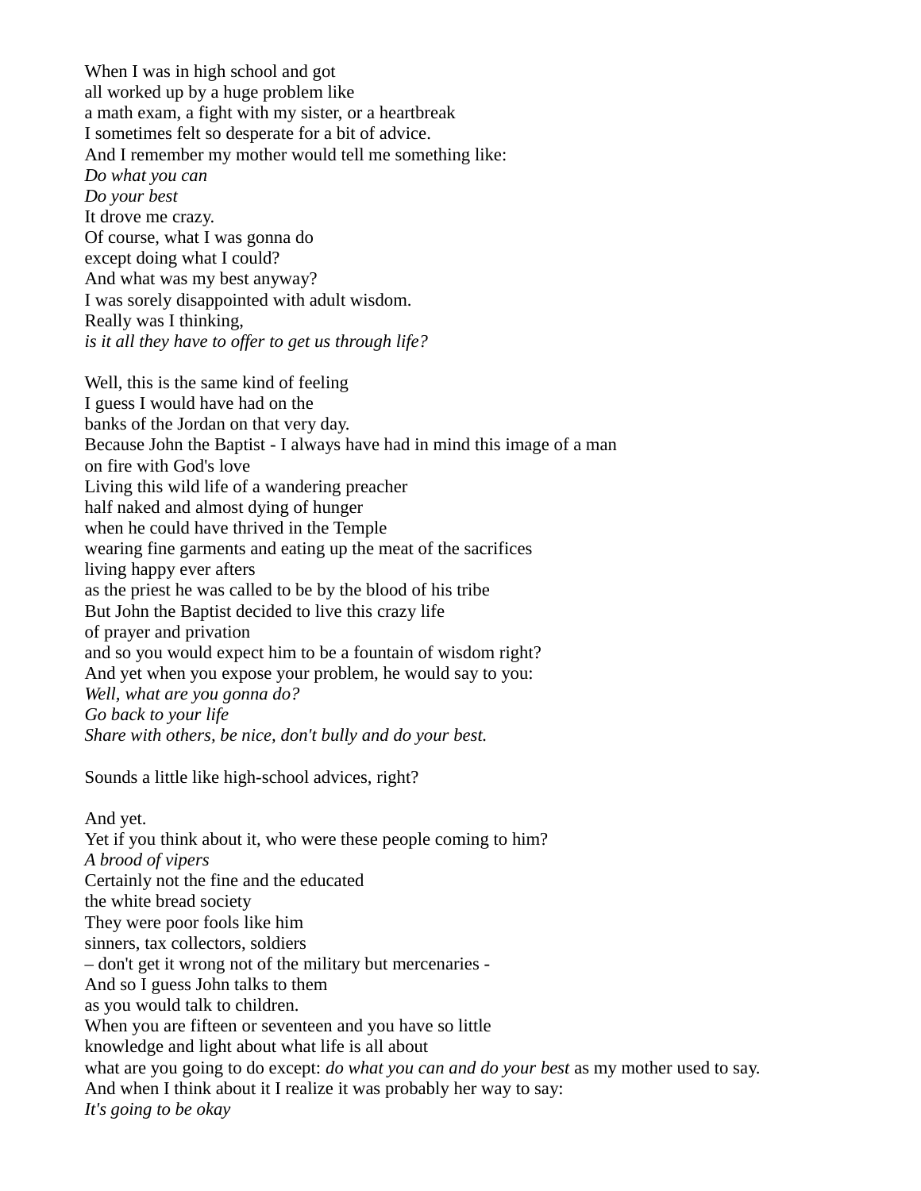When I was in high school and got
all worked up by a huge problem like
a math exam, a fight with my sister, or a heartbreak
I sometimes felt so desperate for a bit of advice.
And I remember my mother would tell me something like:
*Do what you can*
*Do your best*
It drove me crazy.
Of course, what I was gonna do
except doing what I could?
And what was my best anyway?
I was sorely disappointed with adult wisdom.
Really was I thinking,
*is it all they have to offer to get us through life?*

Well, this is the same kind of feeling
I guess I would have had on the
banks of the Jordan on that very day.
Because John the Baptist - I always have had in mind this image of a man
on fire with God's love
Living this wild life of a wandering preacher
half naked and almost dying of hunger
when he could have thrived in the Temple
wearing fine garments and eating up the meat of the sacrifices
living happy ever afters
as the priest he was called to be by the blood of his tribe
But John the Baptist decided to live this crazy life
of prayer and privation
and so you would expect him to be a fountain of wisdom right?
And yet when you expose your problem, he would say to you:
*Well, what are you gonna do?*
*Go back to your life*
*Share with others, be nice, don't bully and do your best.*

Sounds a little like high-school advices, right?

And yet.
Yet if you think about it, who were these people coming to him?
*A brood of vipers*
Certainly not the fine and the educated
the white bread society
They were poor fools like him
sinners, tax collectors, soldiers
– don't get it wrong not of the military but mercenaries -
And so I guess John talks to them
as you would talk to children.
When you are fifteen or seventeen and you have so little
knowledge and light about what life is all about
what are you going to do except: *do what you can and do your best* as my mother used to say.
And when I think about it I realize it was probably her way to say:
*It's going to be okay*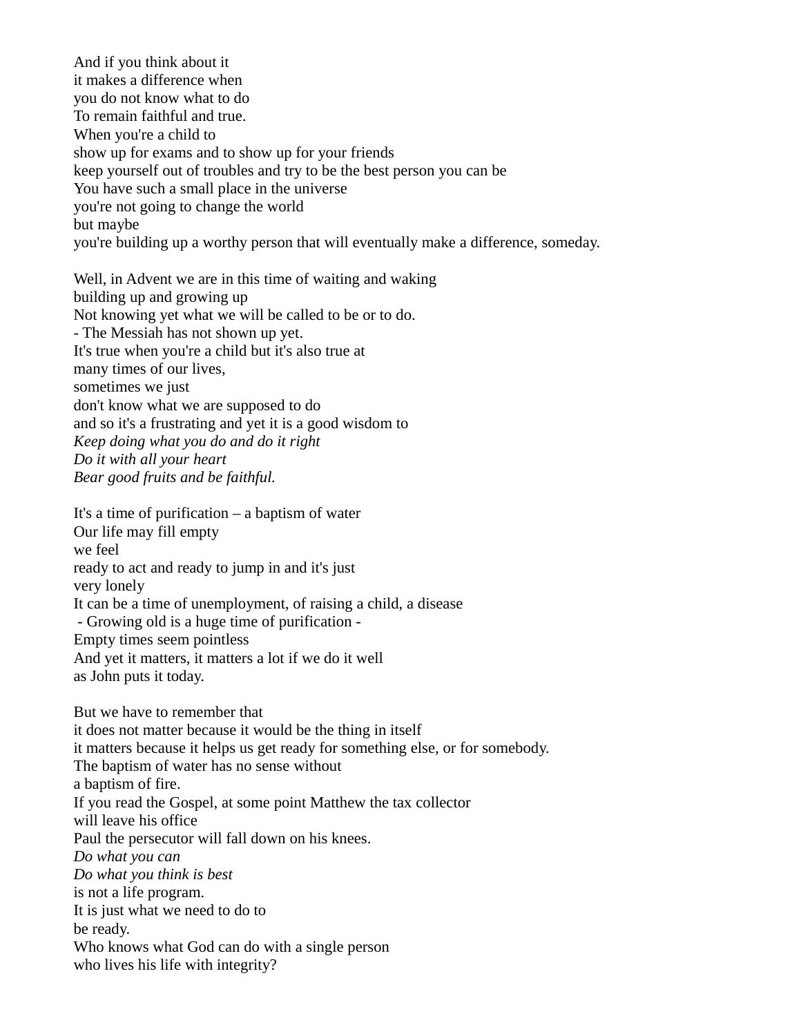And if you think about it
it makes a difference when
you do not know what to do
To remain faithful and true.
When you're a child to
show up for exams and to show up for your friends
keep yourself out of troubles and try to be the best person you can be
You have such a small place in the universe
you're not going to change the world
but maybe
you're building up a worthy person that will eventually make a difference, someday.

Well, in Advent we are in this time of waiting and waking
building up and growing up
Not knowing yet what we will be called to be or to do.
- The Messiah has not shown up yet.
It's true when you're a child but it's also true at
many times of our lives,
sometimes we just
don't know what we are supposed to do
and so it's a frustrating and yet it is a good wisdom to
*Keep doing what you do and do it right*
*Do it with all your heart*
*Bear good fruits and be faithful.*

It's a time of purification – a baptism of water
Our life may fill empty
we feel
ready to act and ready to jump in and it's just
very lonely
It can be a time of unemployment, of raising a child, a disease
 - Growing old is a huge time of purification -
Empty times seem pointless
And yet it matters, it matters a lot if we do it well
as John puts it today.

But we have to remember that
it does not matter because it would be the thing in itself
it matters because it helps us get ready for something else, or for somebody.
The baptism of water has no sense without
a baptism of fire.
If you read the Gospel, at some point Matthew the tax collector
will leave his office
Paul the persecutor will fall down on his knees.
*Do what you can*
*Do what you think is best*
is not a life program.
It is just what we need to do to
be ready.
Who knows what God can do with a single person
who lives his life with integrity?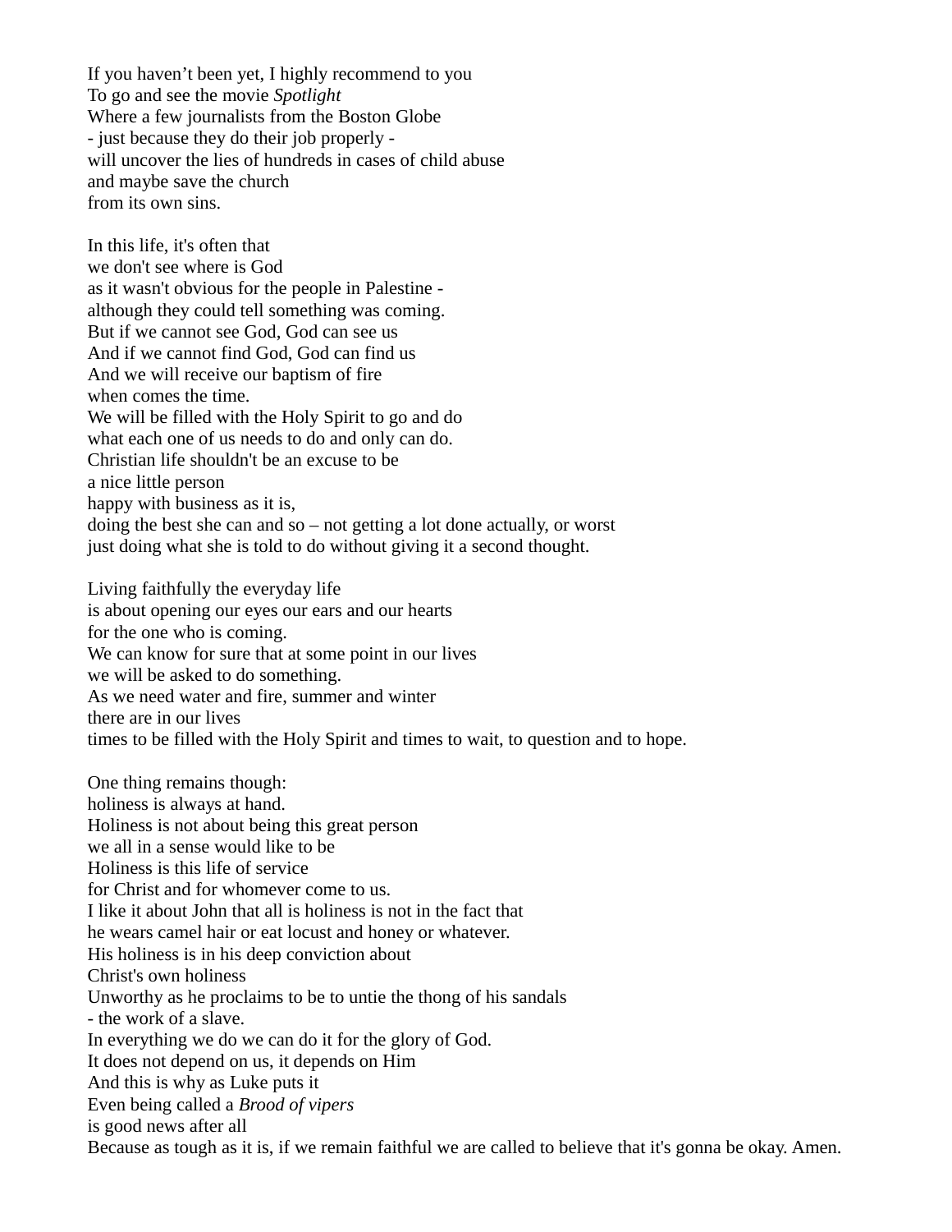If you haven't been yet, I highly recommend to you
To go and see the movie *Spotlight*
Where a few journalists from the Boston Globe
- just because they do their job properly -
will uncover the lies of hundreds in cases of child abuse
and maybe save the church
from its own sins.

In this life, it's often that
we don't see where is God
as it wasn't obvious for the people in Palestine -
although they could tell something was coming.
But if we cannot see God, God can see us
And if we cannot find God, God can find us
And we will receive our baptism of fire
when comes the time.
We will be filled with the Holy Spirit to go and do
what each one of us needs to do and only can do.
Christian life shouldn't be an excuse to be
a nice little person
happy with business as it is,
doing the best she can and so – not getting a lot done actually, or worst
just doing what she is told to do without giving it a second thought.

Living faithfully the everyday life
is about opening our eyes our ears and our hearts
for the one who is coming.
We can know for sure that at some point in our lives
we will be asked to do something.
As we need water and fire, summer and winter
there are in our lives
times to be filled with the Holy Spirit and times to wait, to question and to hope.

One thing remains though:
holiness is always at hand.
Holiness is not about being this great person
we all in a sense would like to be
Holiness is this life of service
for Christ and for whomever come to us.
I like it about John that all is holiness is not in the fact that
he wears camel hair or eat locust and honey or whatever.
His holiness is in his deep conviction about
Christ's own holiness
Unworthy as he proclaims to be to untie the thong of his sandals
- the work of a slave.
In everything we do we can do it for the glory of God.
It does not depend on us, it depends on Him
And this is why as Luke puts it
Even being called a *Brood of vipers*
is good news after all
Because as tough as it is, if we remain faithful we are called to believe that it's gonna be okay. Amen.